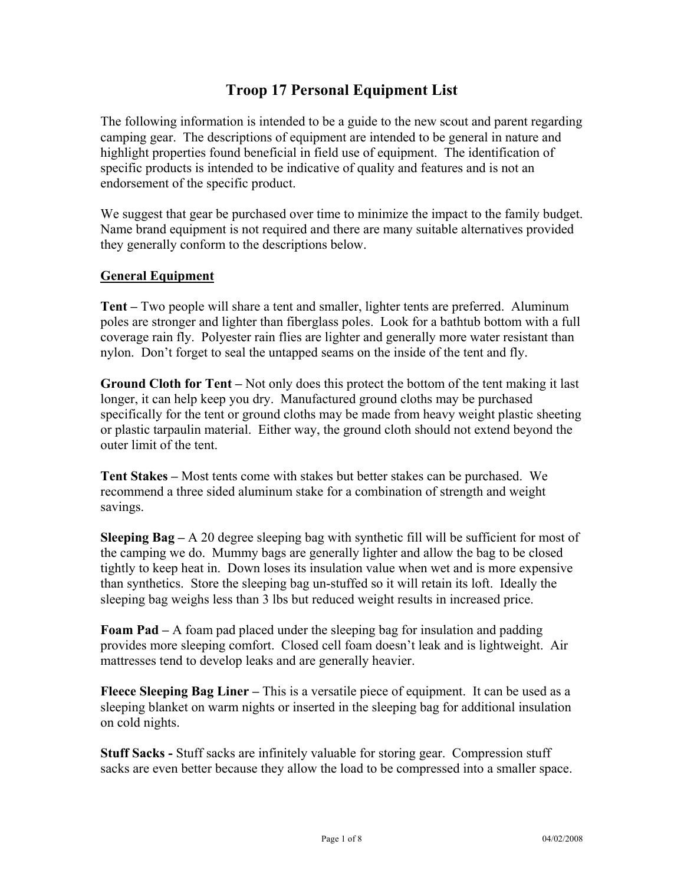# Troop 17 Personal Equipment List

The following information is intended to be a guide to the new scout and parent regarding camping gear. The descriptions of equipment are intended to be general in nature and highlight properties found beneficial in field use of equipment. The identification of specific products is intended to be indicative of quality and features and is not an endorsement of the specific product.

We suggest that gear be purchased over time to minimize the impact to the family budget. Name brand equipment is not required and there are many suitable alternatives provided they generally conform to the descriptions below.

## General Equipment

**Tent –** Two people will share a tent and smaller, lighter tents are preferred. Aluminum poles are stronger and lighter than fiberglass poles. Look for a bathtub bottom with a full coverage rain fly. Polyester rain flies are lighter and generally more water resistant than nylon. Don't forget to seal the untapped seams on the inside of the tent and fly.

**Ground Cloth for Tent –** Not only does this protect the bottom of the tent making it last longer, it can help keep you dry. Manufactured ground cloths may be purchased specifically for the tent or ground cloths may be made from heavy weight plastic sheeting or plastic tarpaulin material. Either way, the ground cloth should not extend beyond the outer limit of the tent.

**Tent Stakes –** Most tents come with stakes but better stakes can be purchased. We recommend a three sided aluminum stake for a combination of strength and weight savings.

**Sleeping Bag –** A 20 degree sleeping bag with synthetic fill will be sufficient for most of the camping we do. Mummy bags are generally lighter and allow the bag to be closed tightly to keep heat in. Down loses its insulation value when wet and is more expensive than synthetics. Store the sleeping bag un-stuffed so it will retain its loft. Ideally the sleeping bag weighs less than 3 lbs but reduced weight results in increased price.

**Foam Pad –** A foam pad placed under the sleeping bag for insulation and padding provides more sleeping comfort. Closed cell foam doesn't leak and is lightweight. Air mattresses tend to develop leaks and are generally heavier.

**Fleece Sleeping Bag Liner –** This is a versatile piece of equipment. It can be used as a sleeping blanket on warm nights or inserted in the sleeping bag for additional insulation on cold nights.

**Stuff Sacks -** Stuff sacks are infinitely valuable for storing gear. Compression stuff sacks are even better because they allow the load to be compressed into a smaller space.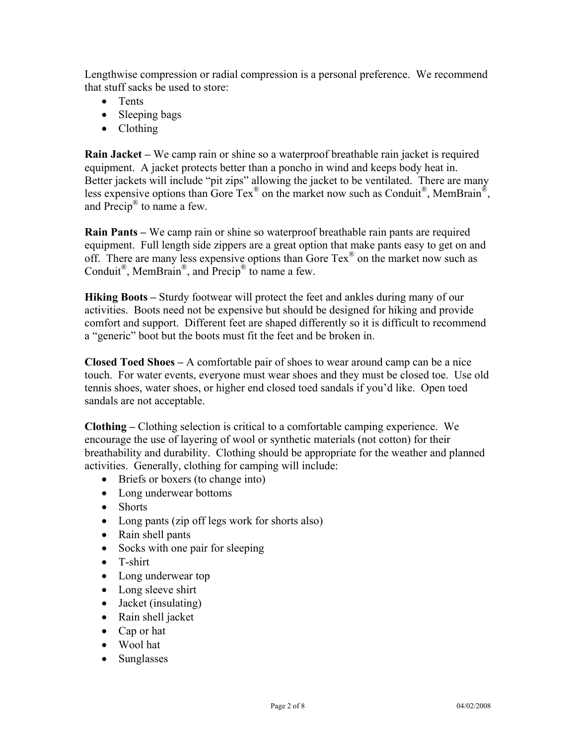Lengthwise compression or radial compression is a personal preference. We recommend that stuff sacks be used to store:

- Tents
- Sleeping bags
- Clothing

**Rain Jacket –** We camp rain or shine so a waterproof breathable rain jacket is required equipment. A jacket protects better than a poncho in wind and keeps body heat in. Better jackets will include “pit zips” allowing the jacket to be ventilated. There are many less expensive options than Gore Tex® on the market now such as Conduit®, MemBrain®, and Precip® to name a few.

**Rain Pants –** We camp rain or shine so waterproof breathable rain pants are required equipment. Full length side zippers are a great option that make pants easy to get on and off. There are many less expensive options than Gore Tex® on the market now such as Conduit®, MemBrain®, and Precip® to name a few.

**Hiking Boots –** Sturdy footwear will protect the feet and ankles during many of our activities. Boots need not be expensive but should be designed for hiking and provide comfort and support. Different feet are shaped differently so it is difficult to recommend a “generic” boot but the boots must fit the feet and be broken in.

**Closed Toed Shoes –** A comfortable pair of shoes to wear around camp can be a nice touch. For water events, everyone must wear shoes and they must be closed toe. Use old tennis shoes, water shoes, or higher end closed toed sandals if you’d like. Open toed sandals are not acceptable.

**Clothing –** Clothing selection is critical to a comfortable camping experience. We encourage the use of layering of wool or synthetic materials (not cotton) for their breathability and durability. Clothing should be appropriate for the weather and planned activities. Generally, clothing for camping will include:

- Briefs or boxers (to change into)
- Long underwear bottoms
- Shorts
- Long pants (zip off legs work for shorts also)
- Rain shell pants
- Socks with one pair for sleeping
- T-shirt
- Long underwear top
- Long sleeve shirt
- Jacket (insulating)
- Rain shell jacket
- Cap or hat
- Wool hat
- Sunglasses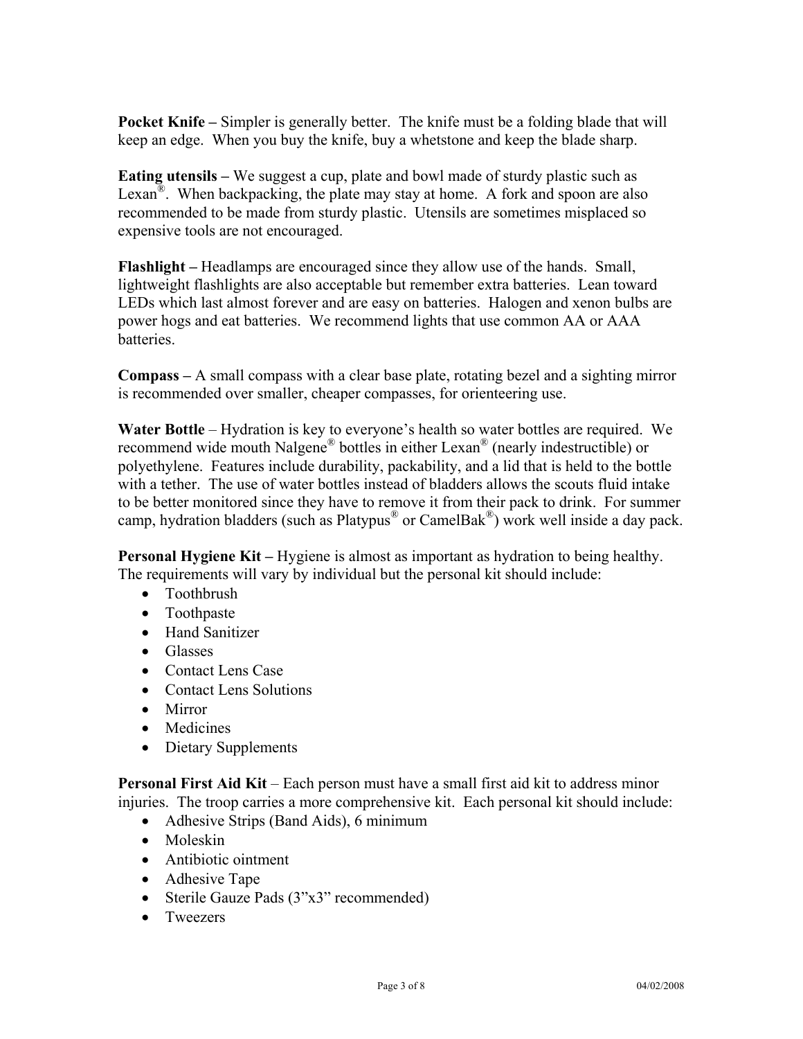**Pocket Knife –** Simpler is generally better. The knife must be a folding blade that will keep an edge. When you buy the knife, buy a whetstone and keep the blade sharp.

**Eating utensils –** We suggest a cup, plate and bowl made of sturdy plastic such as Lexan®. When backpacking, the plate may stay at home. A fork and spoon are also recommended to be made from sturdy plastic. Utensils are sometimes misplaced so expensive tools are not encouraged.

**Flashlight –** Headlamps are encouraged since they allow use of the hands. Small, lightweight flashlights are also acceptable but remember extra batteries. Lean toward LEDs which last almost forever and are easy on batteries. Halogen and xenon bulbs are power hogs and eat batteries. We recommend lights that use common AA or AAA batteries.

**Compass –** A small compass with a clear base plate, rotating bezel and a sighting mirror is recommended over smaller, cheaper compasses, for orienteering use.

**Water Bottle** – Hydration is key to everyone's health so water bottles are required. We recommend wide mouth Nalgene® bottles in either Lexan® (nearly indestructible) or polyethylene. Features include durability, packability, and a lid that is held to the bottle with a tether. The use of water bottles instead of bladders allows the scouts fluid intake to be better monitored since they have to remove it from their pack to drink. For summer camp, hydration bladders (such as Platypus® or CamelBak®) work well inside a day pack.

**Personal Hygiene Kit –** Hygiene is almost as important as hydration to being healthy. The requirements will vary by individual but the personal kit should include:

- Toothbrush
- Toothpaste
- Hand Sanitizer
- Glasses
- Contact Lens Case
- Contact Lens Solutions
- Mirror
- Medicines
- Dietary Supplements

**Personal First Aid Kit** – Each person must have a small first aid kit to address minor injuries. The troop carries a more comprehensive kit. Each personal kit should include:

- Adhesive Strips (Band Aids), 6 minimum
- Moleskin
- Antibiotic ointment
- Adhesive Tape
- Sterile Gauze Pads (3"x3" recommended)
- Tweezers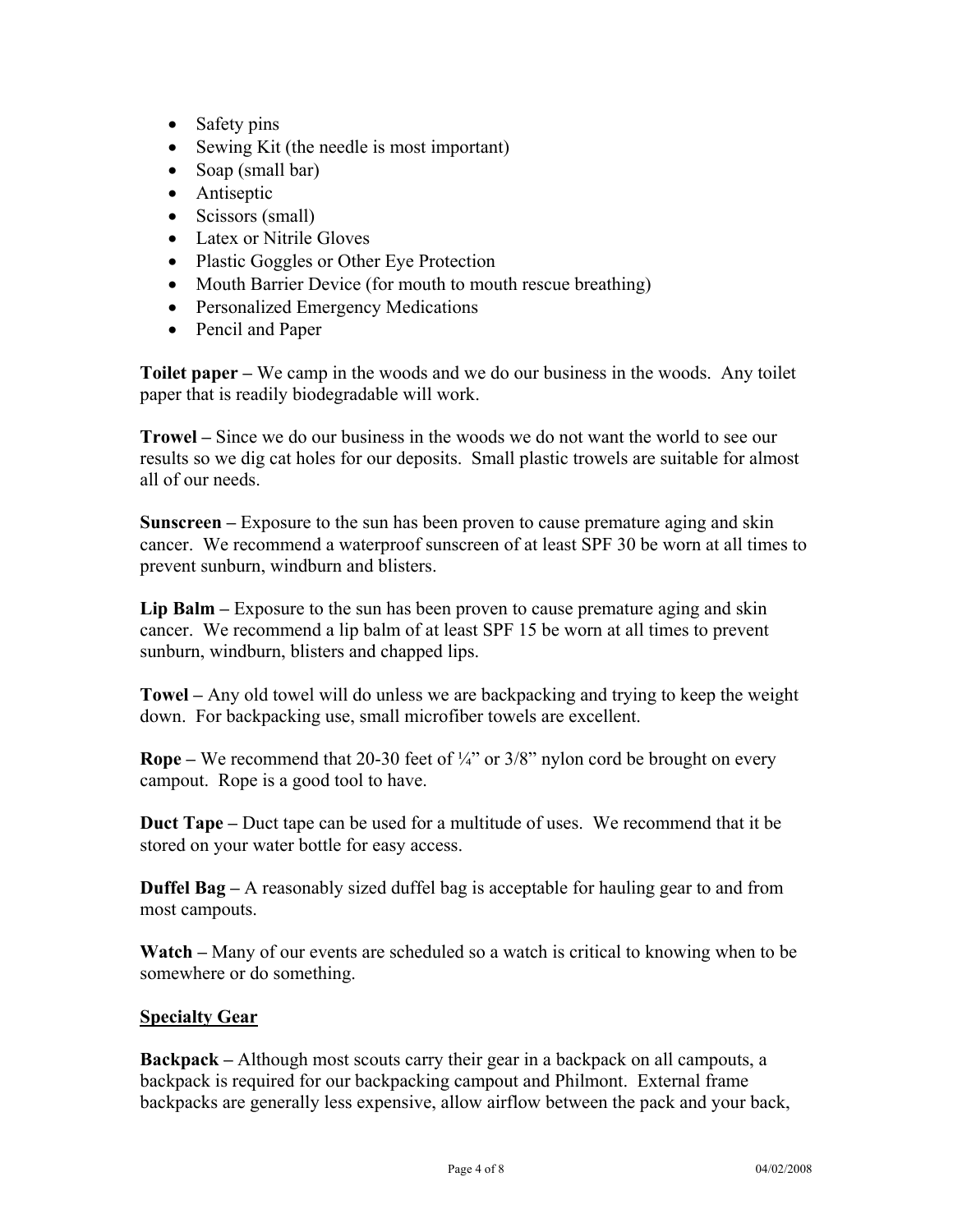- Safety pins
- Sewing Kit (the needle is most important)
- Soap (small bar)
- Antiseptic
- Scissors (small)
- Latex or Nitrile Gloves
- Plastic Goggles or Other Eye Protection
- Mouth Barrier Device (for mouth to mouth rescue breathing)
- Personalized Emergency Medications
- Pencil and Paper

**Toilet paper –** We camp in the woods and we do our business in the woods. Any toilet paper that is readily biodegradable will work.

**Trowel –** Since we do our business in the woods we do not want the world to see our results so we dig cat holes for our deposits. Small plastic trowels are suitable for almost all of our needs.

**Sunscreen –** Exposure to the sun has been proven to cause premature aging and skin cancer. We recommend a waterproof sunscreen of at least SPF 30 be worn at all times to prevent sunburn, windburn and blisters.

**Lip Balm –** Exposure to the sun has been proven to cause premature aging and skin cancer. We recommend a lip balm of at least SPF 15 be worn at all times to prevent sunburn, windburn, blisters and chapped lips.

**Towel –** Any old towel will do unless we are backpacking and trying to keep the weight down. For backpacking use, small microfiber towels are excellent.

**Rope –** We recommend that 20-30 feet of ¼" or 3/8" nylon cord be brought on every campout. Rope is a good tool to have.

**Duct Tape –** Duct tape can be used for a multitude of uses. We recommend that it be stored on your water bottle for easy access.

**Duffel Bag –** A reasonably sized duffel bag is acceptable for hauling gear to and from most campouts.

**Watch –** Many of our events are scheduled so a watch is critical to knowing when to be somewhere or do something.

## Specialty Gear

**Backpack –** Although most scouts carry their gear in a backpack on all campouts, a backpack is required for our backpacking campout and Philmont. External frame backpacks are generally less expensive, allow airflow between the pack and your back,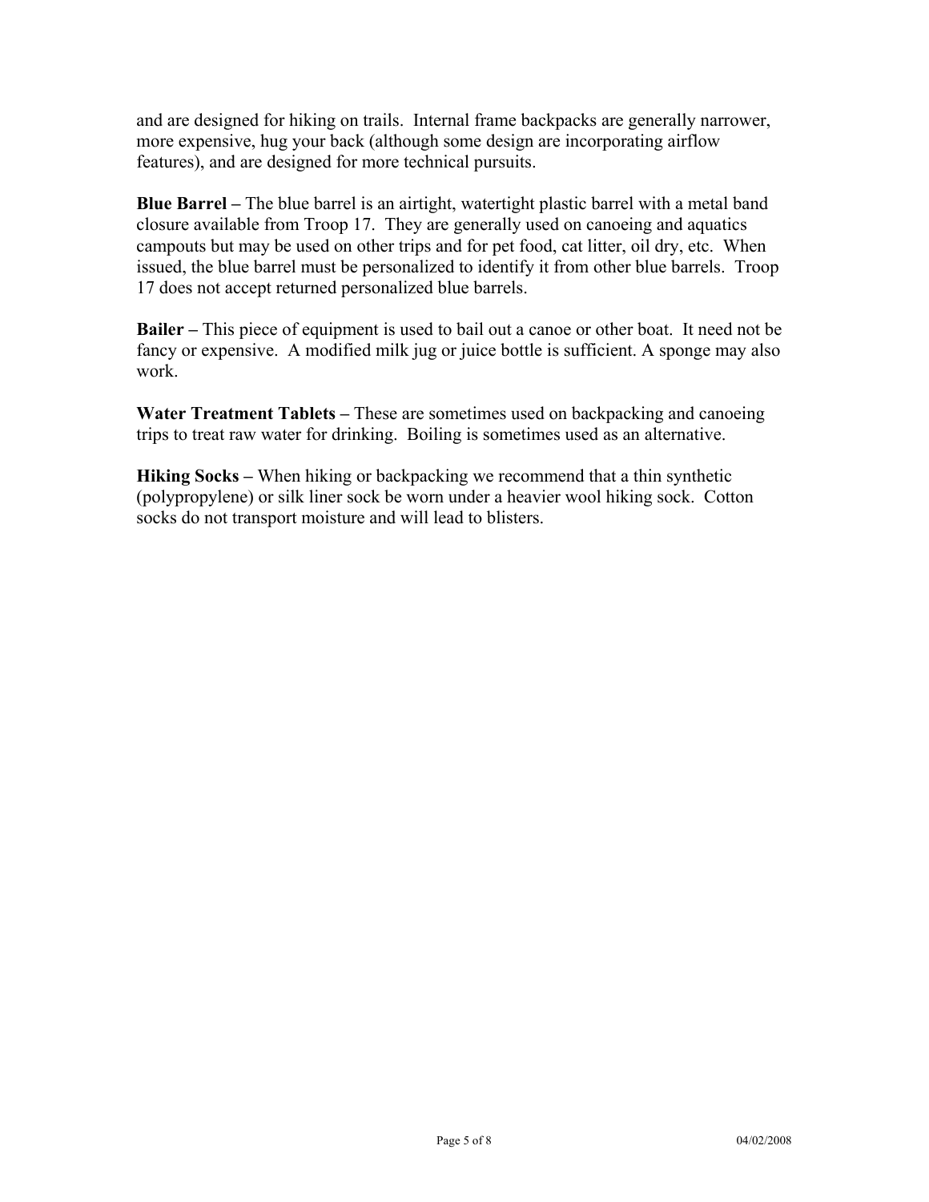and are designed for hiking on trails. Internal frame backpacks are generally narrower, more expensive, hug your back (although some design are incorporating airflow features), and are designed for more technical pursuits.

**Blue Barrel –** The blue barrel is an airtight, watertight plastic barrel with a metal band closure available from Troop 17. They are generally used on canoeing and aquatics campouts but may be used on other trips and for pet food, cat litter, oil dry, etc. When issued, the blue barrel must be personalized to identify it from other blue barrels. Troop 17 does not accept returned personalized blue barrels.

**Bailer –** This piece of equipment is used to bail out a canoe or other boat. It need not be fancy or expensive. A modified milk jug or juice bottle is sufficient. A sponge may also work.

**Water Treatment Tablets –** These are sometimes used on backpacking and canoeing trips to treat raw water for drinking. Boiling is sometimes used as an alternative.

**Hiking Socks –** When hiking or backpacking we recommend that a thin synthetic (polypropylene) or silk liner sock be worn under a heavier wool hiking sock. Cotton socks do not transport moisture and will lead to blisters.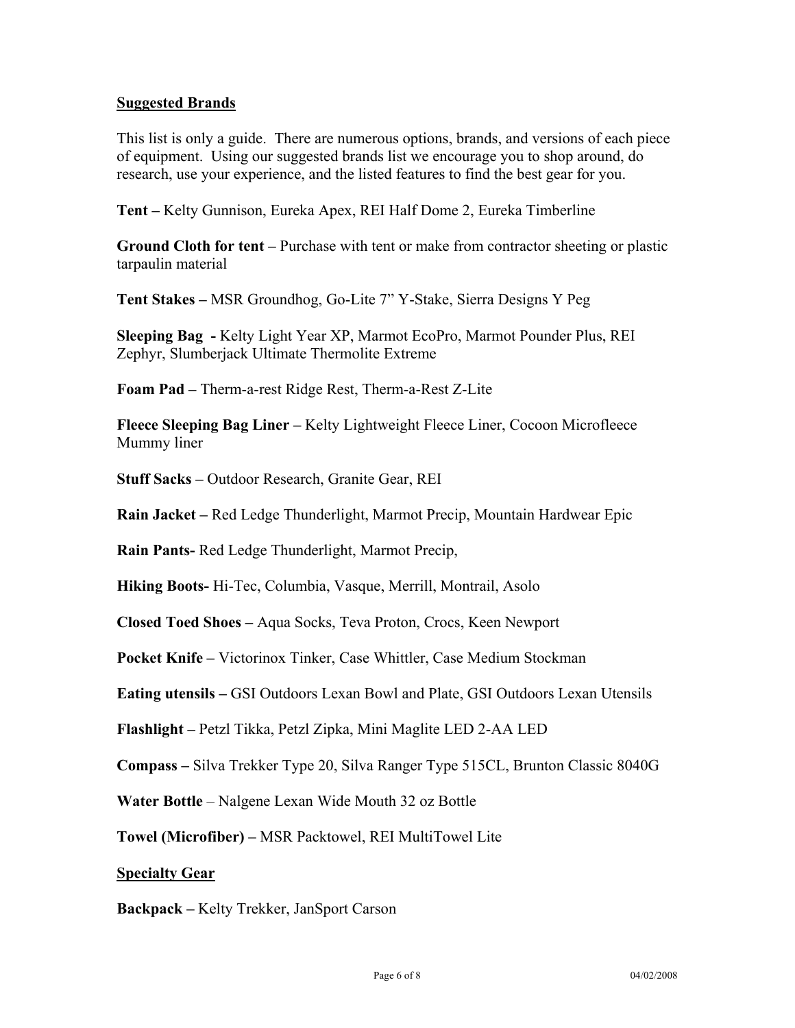**Suggested Brands**

This list is only a guide. There are numerous options, brands, and versions of each piece of equipment. Using our suggested brands list we encourage you to shop around, do research, use your experience, and the listed features to find the best gear for you.

**Tent –** Kelty Gunnison, Eureka Apex, REI Half Dome 2, Eureka Timberline

**Ground Cloth for tent –** Purchase with tent or make from contractor sheeting or plastic tarpaulin material

**Tent Stakes –** MSR Groundhog, Go-Lite 7" Y-Stake, Sierra Designs Y Peg

**Sleeping Bag -** Kelty Light Year XP, Marmot EcoPro, Marmot Pounder Plus, REI Zephyr, Slumberjack Ultimate Thermolite Extreme

**Foam Pad –** Therm-a-rest Ridge Rest, Therm-a-Rest Z-Lite

**Fleece Sleeping Bag Liner –** Kelty Lightweight Fleece Liner, Cocoon Microfleece Mummy liner

**Stuff Sacks –** Outdoor Research, Granite Gear, REI

**Rain Jacket –** Red Ledge Thunderlight, Marmot Precip, Mountain Hardwear Epic

**Rain Pants-** Red Ledge Thunderlight, Marmot Precip,

**Hiking Boots-** Hi-Tec, Columbia, Vasque, Merrill, Montrail, Asolo

**Closed Toed Shoes –** Aqua Socks, Teva Proton, Crocs, Keen Newport

**Pocket Knife –** Victorinox Tinker, Case Whittler, Case Medium Stockman

**Eating utensils –** GSI Outdoors Lexan Bowl and Plate, GSI Outdoors Lexan Utensils

**Flashlight –** Petzl Tikka, Petzl Zipka, Mini Maglite LED 2-AA LED

**Compass –** Silva Trekker Type 20, Silva Ranger Type 515CL, Brunton Classic 8040G

**Water Bottle** – Nalgene Lexan Wide Mouth 32 oz Bottle

**Towel (Microfiber) –** MSR Packtowel, REI MultiTowel Lite

**Specialty Gear**

**Backpack –** Kelty Trekker, JanSport Carson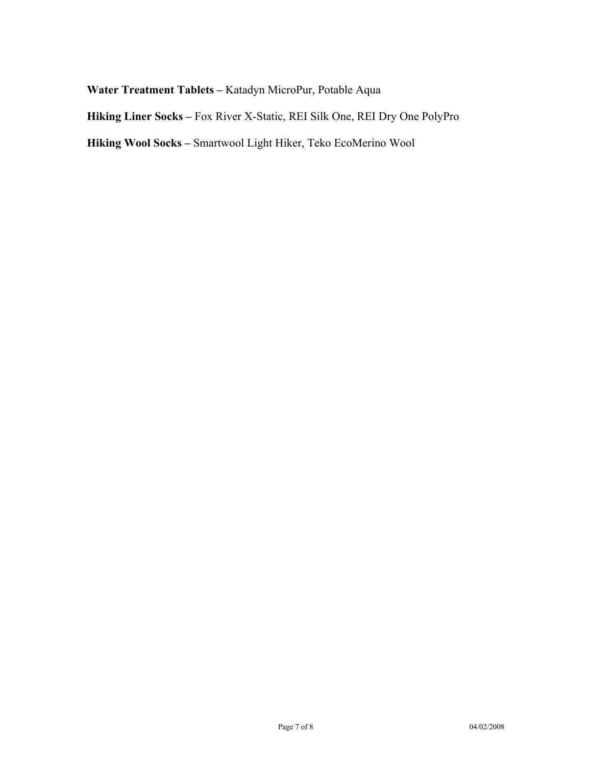**Water Treatment Tablets –** Katadyn MicroPur, Potable Aqua

**Hiking Liner Socks –** Fox River X-Static, REI Silk One, REI Dry One PolyPro

**Hiking Wool Socks –** Smartwool Light Hiker, Teko EcoMerino Wool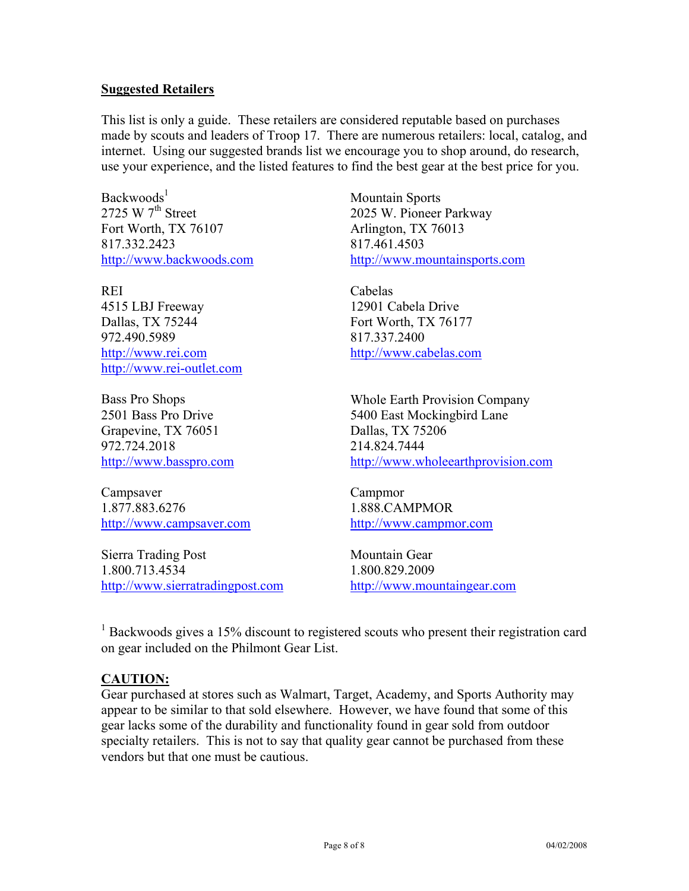**Suggested Retailers**

This list is only a guide. These retailers are considered reputable based on purchases made by scouts and leaders of Troop 17. There are numerous retailers: local, catalog, and internet. Using our suggested brands list we encourage you to shop around, do research, use your experience, and the listed features to find the best gear at the best price for you.

Backwoods[1]
2725 W 7th Street
Fort Worth, TX 76107
817.332.2423
http://www.backwoods.com

Mountain Sports
2025 W. Pioneer Parkway
Arlington, TX 76013
817.461.4503
http://www.mountainsports.com

REI
4515 LBJ Freeway
Dallas, TX 75244
972.490.5989
http://www.rei.com
http://www.rei-outlet.com

Cabelas
12901 Cabela Drive
Fort Worth, TX 76177
817.337.2400
http://www.cabelas.com

Bass Pro Shops
2501 Bass Pro Drive
Grapevine, TX 76051
972.724.2018
http://www.basspro.com

Whole Earth Provision Company
5400 East Mockingbird Lane
Dallas, TX 75206
214.824.7444
http://www.wholeearthprovision.com

Campsaver
1.877.883.6276
http://www.campsaver.com

Campmor
1.888.CAMPMOR
http://www.campmor.com

Sierra Trading Post
1.800.713.4534
http://www.sierratradingpost.com

Mountain Gear
1.800.829.2009
http://www.mountaingear.com

[1] Backwoods gives a 15% discount to registered scouts who present their registration card on gear included on the Philmont Gear List.

**CAUTION:**

Gear purchased at stores such as Walmart, Target, Academy, and Sports Authority may appear to be similar to that sold elsewhere. However, we have found that some of this gear lacks some of the durability and functionality found in gear sold from outdoor specialty retailers. This is not to say that quality gear cannot be purchased from these vendors but that one must be cautious.